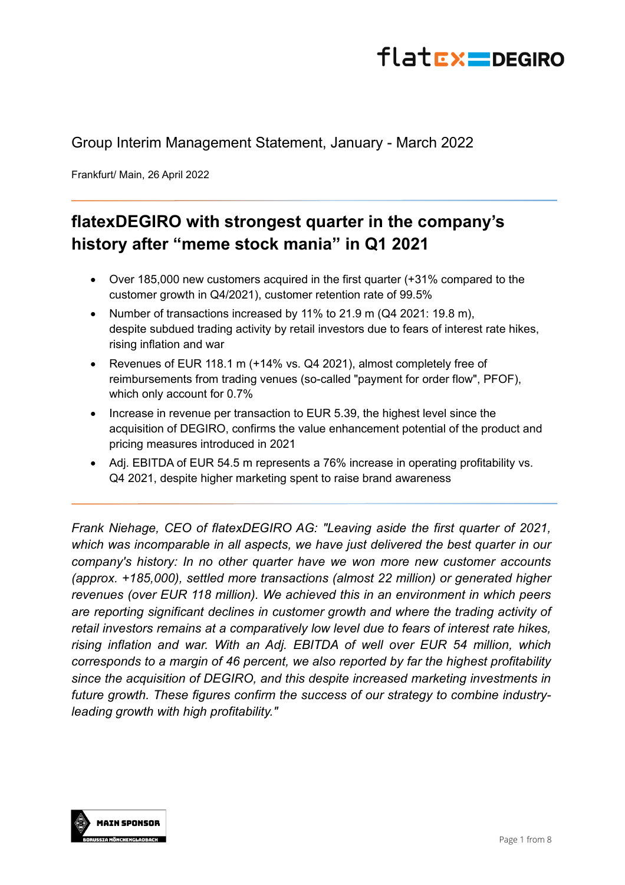Group Interim Management Statement, January - March 2022

Frankfurt/ Main, 26 April 2022

# flatexDEGIRO with strongest quarter in the company's history after "meme stock mania" in Q1 2021

- Over 185,000 new customers acquired in the first quarter (+31% compared to the customer growth in Q4/2021), customer retention rate of 99.5%
- Number of transactions increased by 11% to 21.9 m (Q4 2021: 19.8 m), despite subdued trading activity by retail investors due to fears of interest rate hikes, rising inflation and war
- Revenues of EUR 118.1 m (+14% vs. Q4 2021), almost completely free of reimbursements from trading venues (so-called "payment for order flow", PFOF), which only account for 0.7%
- Increase in revenue per transaction to EUR 5.39, the highest level since the acquisition of DEGIRO, confirms the value enhancement potential of the product and pricing measures introduced in 2021
- Adj. EBITDA of EUR 54.5 m represents a 76% increase in operating profitability vs. Q4 2021, despite higher marketing spent to raise brand awareness

*Frank Niehage, CEO of flatexDEGIRO AG: "Leaving aside the first quarter of 2021, which was incomparable in all aspects, we have just delivered the best quarter in our company's history: In no other quarter have we won more new customer accounts (approx. +185,000), settled more transactions (almost 22 million) or generated higher revenues (over EUR 118 million). We achieved this in an environment in which peers are reporting significant declines in customer growth and where the trading activity of retail investors remains at a comparatively low level due to fears of interest rate hikes, rising inflation and war. With an Adj. EBITDA of well over EUR 54 million, which corresponds to a margin of 46 percent, we also reported by far the highest profitability since the acquisition of DEGIRO, and this despite increased marketing investments in future growth. These figures confirm the success of our strategy to combine industry-leading growth with high profitability."*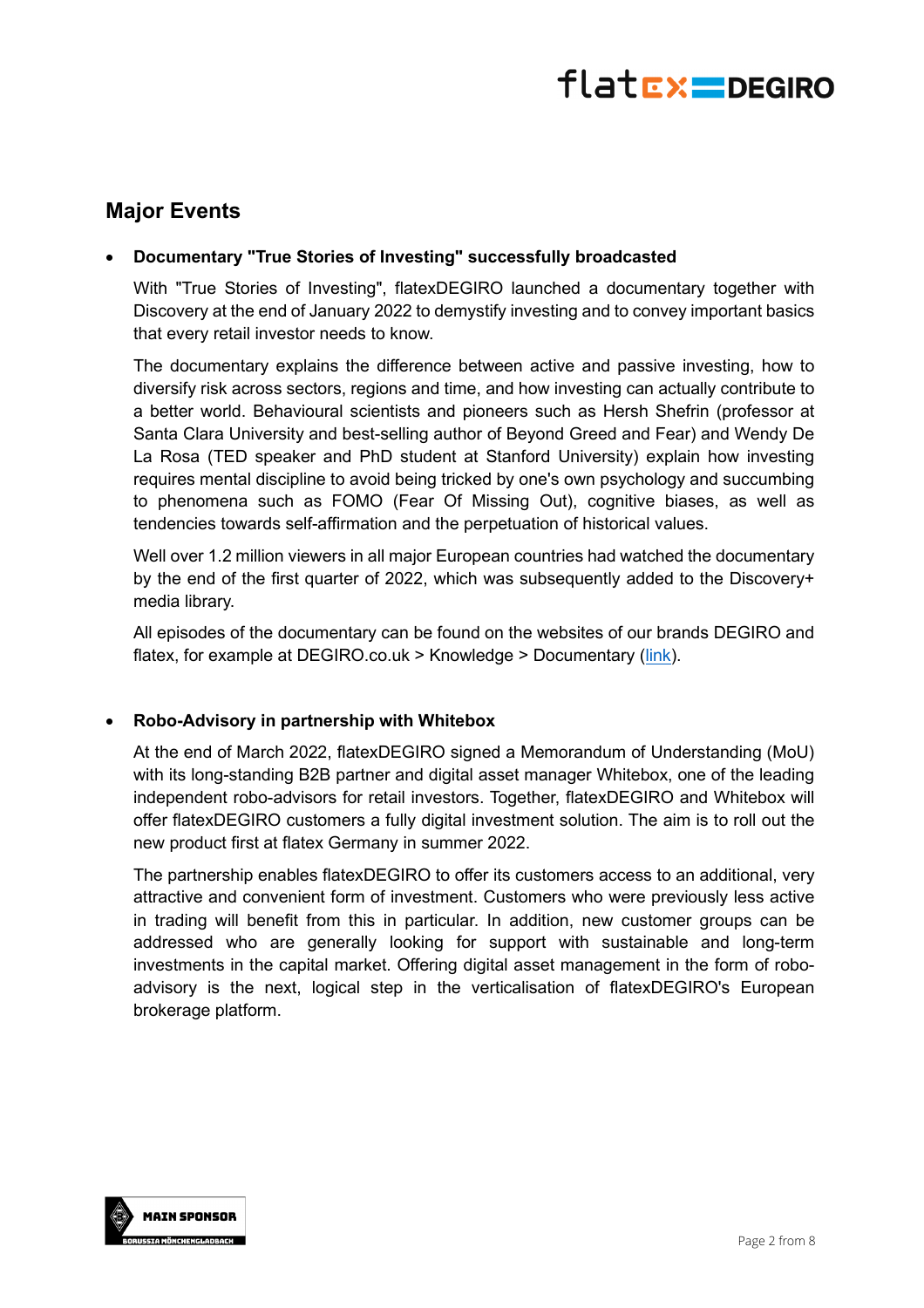## Major Events

- **Documentary "True Stories of Investing" successfully broadcasted**

  With "True Stories of Investing", flatexDEGIRO launched a documentary together with Discovery at the end of January 2022 to demystify investing and to convey important basics that every retail investor needs to know.

  The documentary explains the difference between active and passive investing, how to diversify risk across sectors, regions and time, and how investing can actually contribute to a better world. Behavioural scientists and pioneers such as Hersh Shefrin (professor at Santa Clara University and best-selling author of Beyond Greed and Fear) and Wendy De La Rosa (TED speaker and PhD student at Stanford University) explain how investing requires mental discipline to avoid being tricked by one's own psychology and succumbing to phenomena such as FOMO (Fear Of Missing Out), cognitive biases, as well as tendencies towards self-affirmation and the perpetuation of historical values.

  Well over 1.2 million viewers in all major European countries had watched the documentary by the end of the first quarter of 2022, which was subsequently added to the Discovery+ media library.

  All episodes of the documentary can be found on the websites of our brands DEGIRO and flatex, for example at DEGIRO.co.uk > Knowledge > Documentary (link).

- **Robo-Advisory in partnership with Whitebox**

  At the end of March 2022, flatexDEGIRO signed a Memorandum of Understanding (MoU) with its long-standing B2B partner and digital asset manager Whitebox, one of the leading independent robo-advisors for retail investors. Together, flatexDEGIRO and Whitebox will offer flatexDEGIRO customers a fully digital investment solution. The aim is to roll out the new product first at flatex Germany in summer 2022.

  The partnership enables flatexDEGIRO to offer its customers access to an additional, very attractive and convenient form of investment. Customers who were previously less active in trading will benefit from this in particular. In addition, new customer groups can be addressed who are generally looking for support with sustainable and long-term investments in the capital market. Offering digital asset management in the form of robo-advisory is the next, logical step in the verticalisation of flatexDEGIRO's European brokerage platform.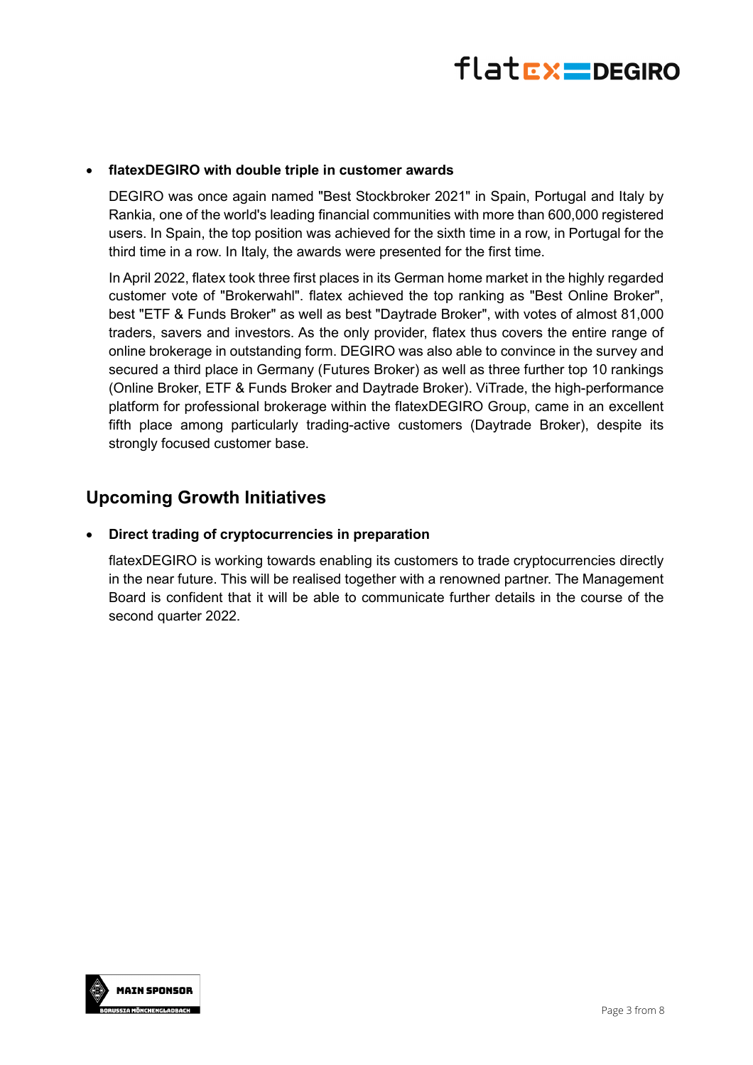- **flatexDEGIRO with double triple in customer awards**

  DEGIRO was once again named "Best Stockbroker 2021" in Spain, Portugal and Italy by Rankia, one of the world's leading financial communities with more than 600,000 registered users. In Spain, the top position was achieved for the sixth time in a row, in Portugal for the third time in a row. In Italy, the awards were presented for the first time.

  In April 2022, flatex took three first places in its German home market in the highly regarded customer vote of "Brokerwahl". flatex achieved the top ranking as "Best Online Broker", best "ETF & Funds Broker" as well as best "Daytrade Broker", with votes of almost 81,000 traders, savers and investors. As the only provider, flatex thus covers the entire range of online brokerage in outstanding form. DEGIRO was also able to convince in the survey and secured a third place in Germany (Futures Broker) as well as three further top 10 rankings (Online Broker, ETF & Funds Broker and Daytrade Broker). ViTrade, the high-performance platform for professional brokerage within the flatexDEGIRO Group, came in an excellent fifth place among particularly trading-active customers (Daytrade Broker), despite its strongly focused customer base.

## Upcoming Growth Initiatives

- **Direct trading of cryptocurrencies in preparation**

  flatexDEGIRO is working towards enabling its customers to trade cryptocurrencies directly in the near future. This will be realised together with a renowned partner. The Management Board is confident that it will be able to communicate further details in the course of the second quarter 2022.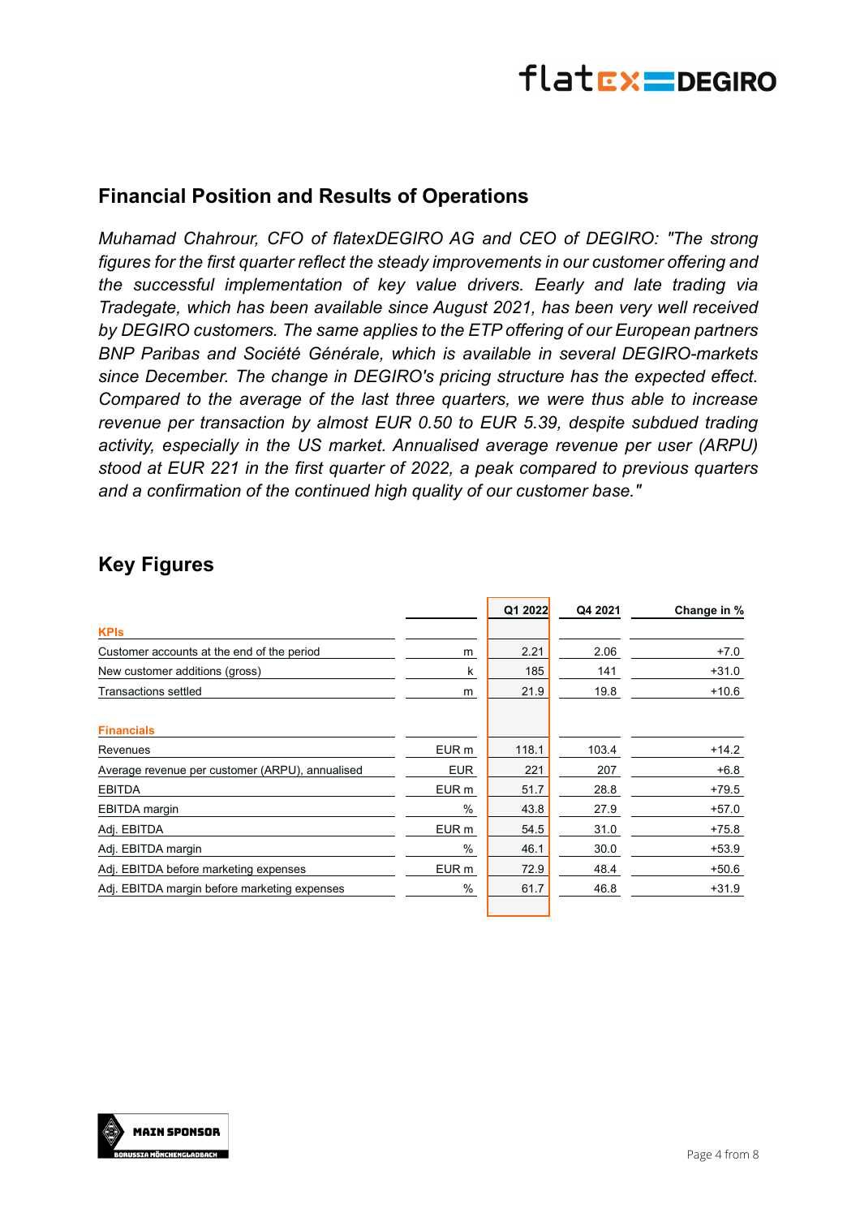## Financial Position and Results of Operations

*Muhamad Chahrour, CFO of flatexDEGIRO AG and CEO of DEGIRO: "The strong figures for the first quarter reflect the steady improvements in our customer offering and the successful implementation of key value drivers. Eearly and late trading via Tradegate, which has been available since August 2021, has been very well received by DEGIRO customers. The same applies to the ETP offering of our European partners BNP Paribas and Société Générale, which is available in several DEGIRO-markets since December. The change in DEGIRO's pricing structure has the expected effect. Compared to the average of the last three quarters, we were thus able to increase revenue per transaction by almost EUR 0.50 to EUR 5.39, despite subdued trading activity, especially in the US market. Annualised average revenue per user (ARPU) stood at EUR 221 in the first quarter of 2022, a peak compared to previous quarters and a confirmation of the continued high quality of our customer base."*

## Key Figures

| | | Q1 2022 | Q4 2021 | Change in % |
|---|---|---|---|---|
| **KPIs** | | | | |
| Customer accounts at the end of the period | m | 2.21 | 2.06 | +7.0 |
| New customer additions (gross) | k | 185 | 141 | +31.0 |
| Transactions settled | m | 21.9 | 19.8 | +10.6 |
| **Financials** | | | | |
| Revenues | EUR m | 118.1 | 103.4 | +14.2 |
| Average revenue per customer (ARPU), annualised | EUR | 221 | 207 | +6.8 |
| EBITDA | EUR m | 51.7 | 28.8 | +79.5 |
| EBITDA margin | % | 43.8 | 27.9 | +57.0 |
| Adj. EBITDA | EUR m | 54.5 | 31.0 | +75.8 |
| Adj. EBITDA margin | % | 46.1 | 30.0 | +53.9 |
| Adj. EBITDA before marketing expenses | EUR m | 72.9 | 48.4 | +50.6 |
| Adj. EBITDA margin before marketing expenses | % | 61.7 | 46.8 | +31.9 |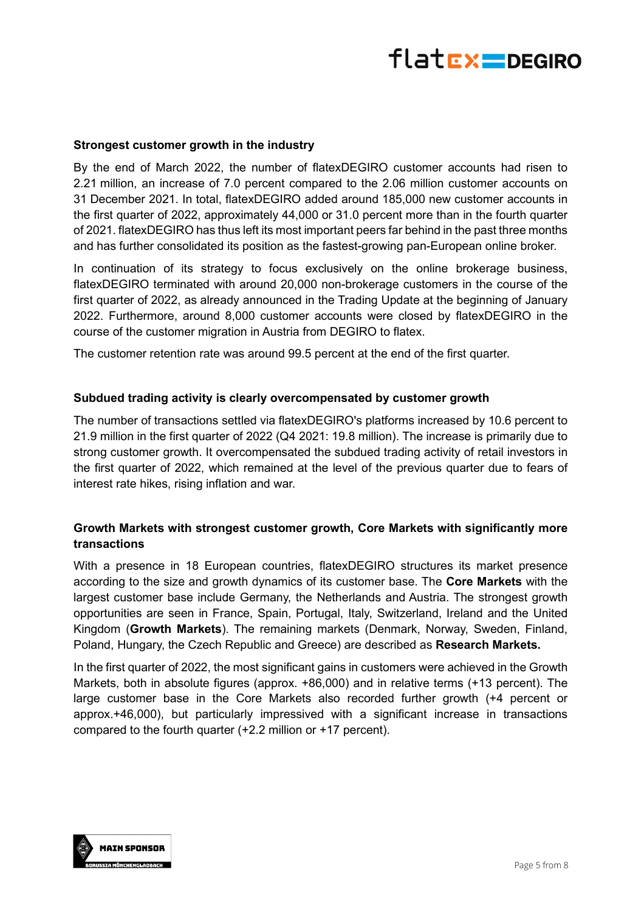## Strongest customer growth in the industry

By the end of March 2022, the number of flatexDEGIRO customer accounts had risen to 2.21 million, an increase of 7.0 percent compared to the 2.06 million customer accounts on 31 December 2021. In total, flatexDEGIRO added around 185,000 new customer accounts in the first quarter of 2022, approximately 44,000 or 31.0 percent more than in the fourth quarter of 2021. flatexDEGIRO has thus left its most important peers far behind in the past three months and has further consolidated its position as the fastest-growing pan-European online broker.

In continuation of its strategy to focus exclusively on the online brokerage business, flatexDEGIRO terminated with around 20,000 non-brokerage customers in the course of the first quarter of 2022, as already announced in the Trading Update at the beginning of January 2022. Furthermore, around 8,000 customer accounts were closed by flatexDEGIRO in the course of the customer migration in Austria from DEGIRO to flatex.

The customer retention rate was around 99.5 percent at the end of the first quarter.

## Subdued trading activity is clearly overcompensated by customer growth

The number of transactions settled via flatexDEGIRO's platforms increased by 10.6 percent to 21.9 million in the first quarter of 2022 (Q4 2021: 19.8 million). The increase is primarily due to strong customer growth. It overcompensated the subdued trading activity of retail investors in the first quarter of 2022, which remained at the level of the previous quarter due to fears of interest rate hikes, rising inflation and war.

## Growth Markets with strongest customer growth, Core Markets with significantly more transactions

With a presence in 18 European countries, flatexDEGIRO structures its market presence according to the size and growth dynamics of its customer base. The **Core Markets** with the largest customer base include Germany, the Netherlands and Austria. The strongest growth opportunities are seen in France, Spain, Portugal, Italy, Switzerland, Ireland and the United Kingdom (**Growth Markets**). The remaining markets (Denmark, Norway, Sweden, Finland, Poland, Hungary, the Czech Republic and Greece) are described as **Research Markets.**

In the first quarter of 2022, the most significant gains in customers were achieved in the Growth Markets, both in absolute figures (approx. +86,000) and in relative terms (+13 percent). The large customer base in the Core Markets also recorded further growth (+4 percent or approx.+46,000), but particularly impressived with a significant increase in transactions compared to the fourth quarter (+2.2 million or +17 percent).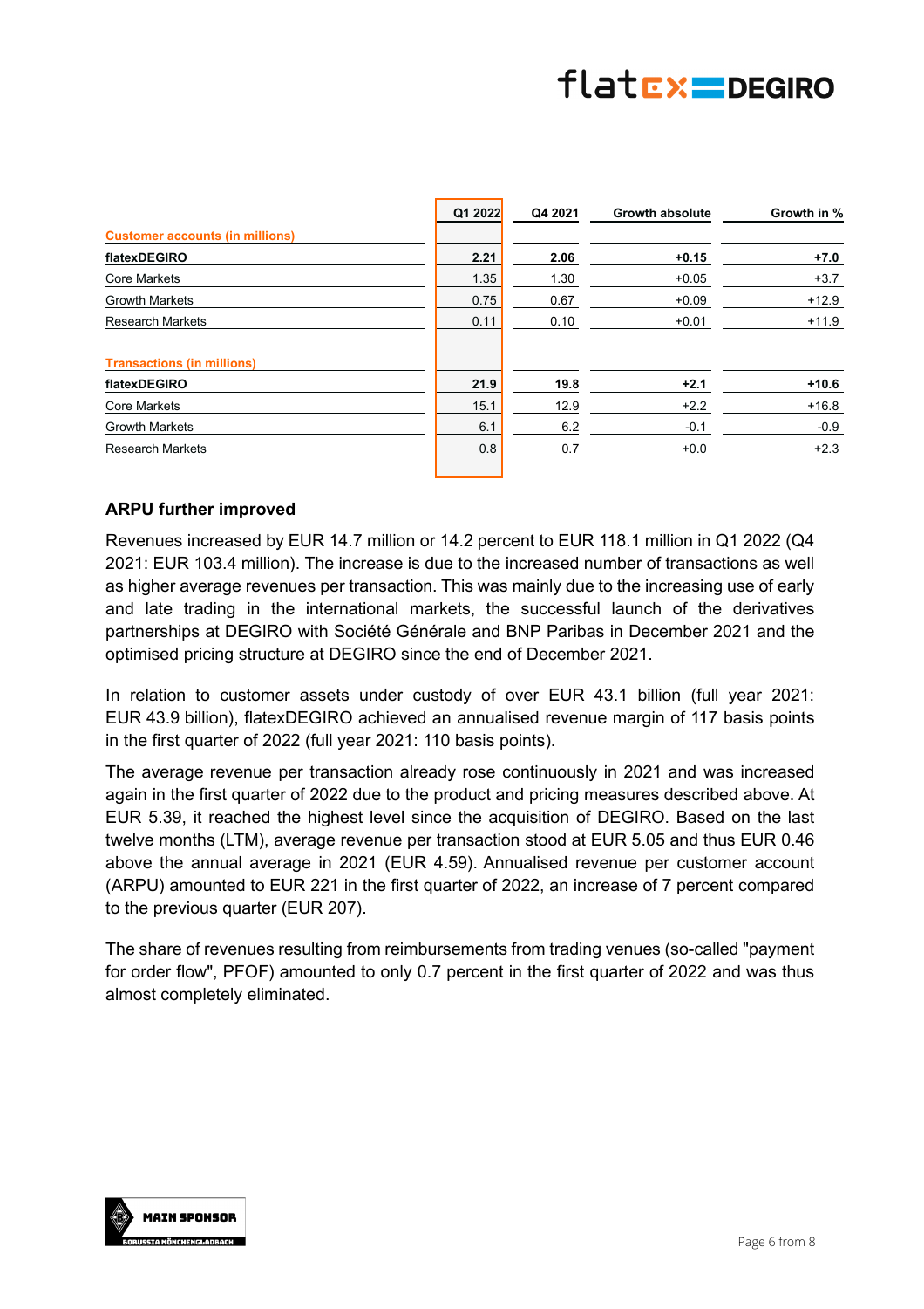| | Q1 2022 | Q4 2021 | Growth absolute | Growth in % |
|---|---|---|---|---|
| **Customer accounts (in millions)** | | | | |
| **flatexDEGIRO** | **2.21** | **2.06** | **+0.15** | **+7.0** |
| Core Markets | 1.35 | 1.30 | +0.05 | +3.7 |
| Growth Markets | 0.75 | 0.67 | +0.09 | +12.9 |
| Research Markets | 0.11 | 0.10 | +0.01 | +11.9 |
| **Transactions (in millions)** | | | | |
| **flatexDEGIRO** | **21.9** | **19.8** | **+2.1** | **+10.6** |
| Core Markets | 15.1 | 12.9 | +2.2 | +16.8 |
| Growth Markets | 6.1 | 6.2 | -0.1 | -0.9 |
| Research Markets | 0.8 | 0.7 | +0.0 | +2.3 |

## ARPU further improved

Revenues increased by EUR 14.7 million or 14.2 percent to EUR 118.1 million in Q1 2022 (Q4 2021: EUR 103.4 million). The increase is due to the increased number of transactions as well as higher average revenues per transaction. This was mainly due to the increasing use of early and late trading in the international markets, the successful launch of the derivatives partnerships at DEGIRO with Société Générale and BNP Paribas in December 2021 and the optimised pricing structure at DEGIRO since the end of December 2021.

In relation to customer assets under custody of over EUR 43.1 billion (full year 2021: EUR 43.9 billion), flatexDEGIRO achieved an annualised revenue margin of 117 basis points in the first quarter of 2022 (full year 2021: 110 basis points).

The average revenue per transaction already rose continuously in 2021 and was increased again in the first quarter of 2022 due to the product and pricing measures described above. At EUR 5.39, it reached the highest level since the acquisition of DEGIRO. Based on the last twelve months (LTM), average revenue per transaction stood at EUR 5.05 and thus EUR 0.46 above the annual average in 2021 (EUR 4.59). Annualised revenue per customer account (ARPU) amounted to EUR 221 in the first quarter of 2022, an increase of 7 percent compared to the previous quarter (EUR 207).

The share of revenues resulting from reimbursements from trading venues (so-called "payment for order flow", PFOF) amounted to only 0.7 percent in the first quarter of 2022 and was thus almost completely eliminated.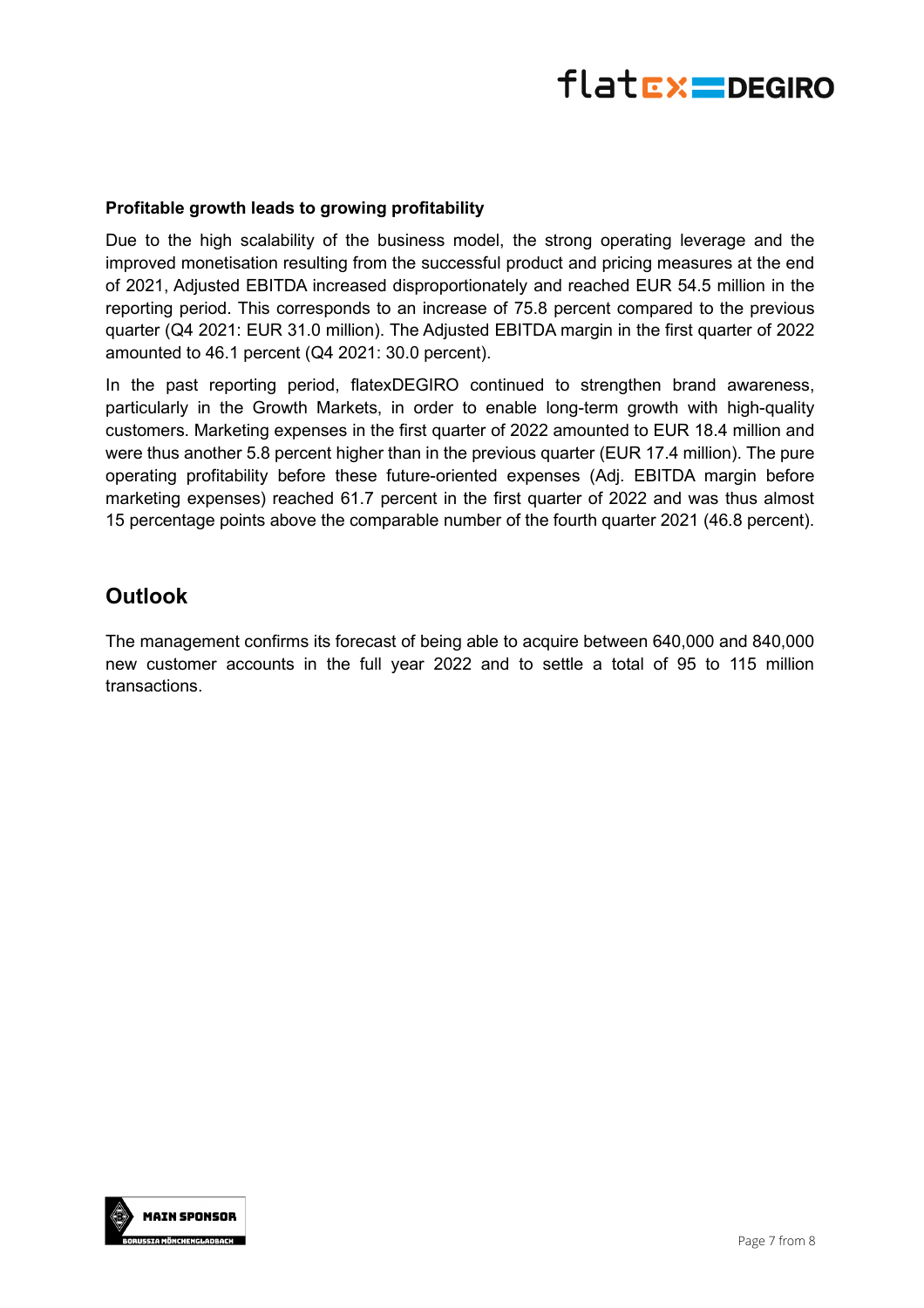**Profitable growth leads to growing profitability**

Due to the high scalability of the business model, the strong operating leverage and the improved monetisation resulting from the successful product and pricing measures at the end of 2021, Adjusted EBITDA increased disproportionately and reached EUR 54.5 million in the reporting period. This corresponds to an increase of 75.8 percent compared to the previous quarter (Q4 2021: EUR 31.0 million). The Adjusted EBITDA margin in the first quarter of 2022 amounted to 46.1 percent (Q4 2021: 30.0 percent).

In the past reporting period, flatexDEGIRO continued to strengthen brand awareness, particularly in the Growth Markets, in order to enable long-term growth with high-quality customers. Marketing expenses in the first quarter of 2022 amounted to EUR 18.4 million and were thus another 5.8 percent higher than in the previous quarter (EUR 17.4 million). The pure operating profitability before these future-oriented expenses (Adj. EBITDA margin before marketing expenses) reached 61.7 percent in the first quarter of 2022 and was thus almost 15 percentage points above the comparable number of the fourth quarter 2021 (46.8 percent).

## Outlook

The management confirms its forecast of being able to acquire between 640,000 and 840,000 new customer accounts in the full year 2022 and to settle a total of 95 to 115 million transactions.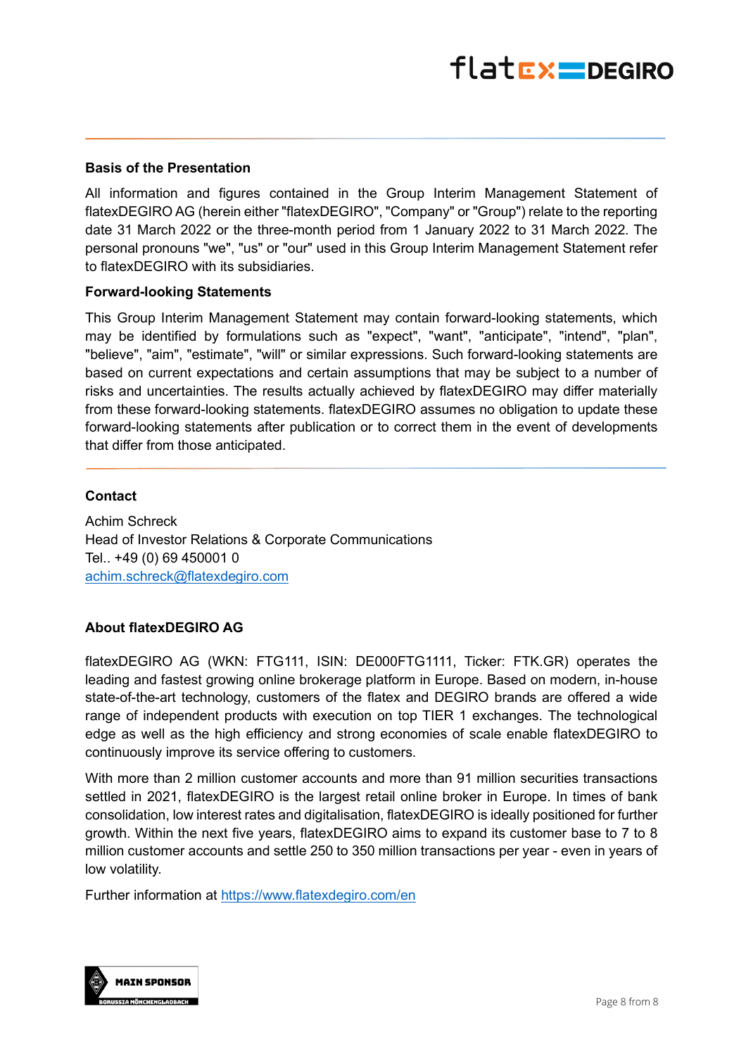### Basis of the Presentation

All information and figures contained in the Group Interim Management Statement of flatexDEGIRO AG (herein either "flatexDEGIRO", "Company" or "Group") relate to the reporting date 31 March 2022 or the three-month period from 1 January 2022 to 31 March 2022. The personal pronouns "we", "us" or "our" used in this Group Interim Management Statement refer to flatexDEGIRO with its subsidiaries.

### Forward-looking Statements

This Group Interim Management Statement may contain forward-looking statements, which may be identified by formulations such as "expect", "want", "anticipate", "intend", "plan", "believe", "aim", "estimate", "will" or similar expressions. Such forward-looking statements are based on current expectations and certain assumptions that may be subject to a number of risks and uncertainties. The results actually achieved by flatexDEGIRO may differ materially from these forward-looking statements. flatexDEGIRO assumes no obligation to update these forward-looking statements after publication or to correct them in the event of developments that differ from those anticipated.

---

### Contact

Achim Schreck
Head of Investor Relations & Corporate Communications
Tel.. +49 (0) 69 450001 0
[achim.schreck@flatexdegiro.com](mailto:achim.schreck@flatexdegiro.com)

### About flatexDEGIRO AG

flatexDEGIRO AG (WKN: FTG111, ISIN: DE000FTG1111, Ticker: FTK.GR) operates the leading and fastest growing online brokerage platform in Europe. Based on modern, in-house state-of-the-art technology, customers of the flatex and DEGIRO brands are offered a wide range of independent products with execution on top TIER 1 exchanges. The technological edge as well as the high efficiency and strong economies of scale enable flatexDEGIRO to continuously improve its service offering to customers.

With more than 2 million customer accounts and more than 91 million securities transactions settled in 2021, flatexDEGIRO is the largest retail online broker in Europe. In times of bank consolidation, low interest rates and digitalisation, flatexDEGIRO is ideally positioned for further growth. Within the next five years, flatexDEGIRO aims to expand its customer base to 7 to 8 million customer accounts and settle 250 to 350 million transactions per year - even in years of low volatility.

Further information at [https://www.flatexdegiro.com/en](https://www.flatexdegiro.com/en)